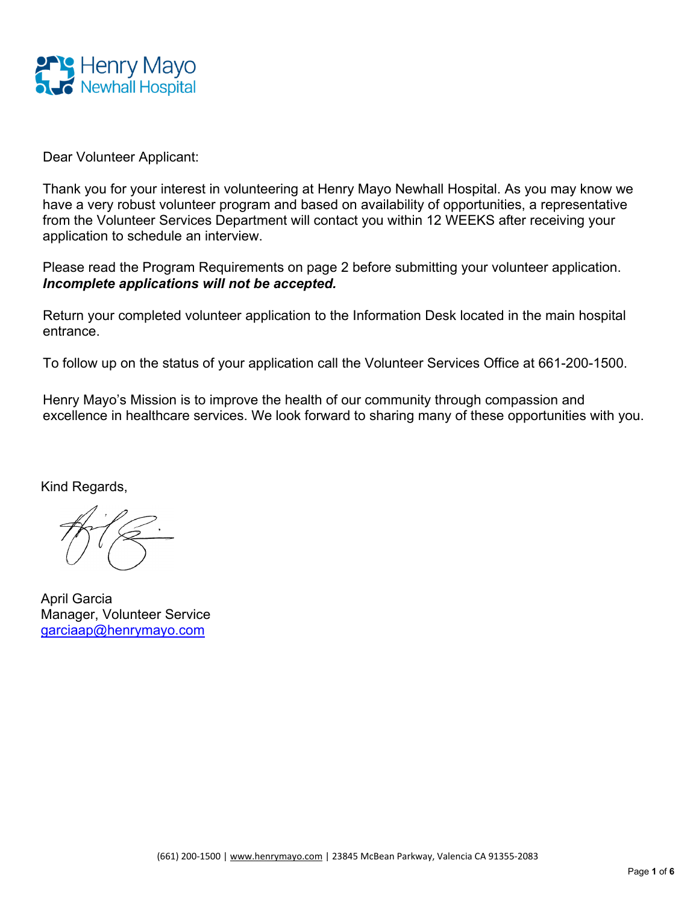Henry Mayo Newhall Hospital

Dear Volunteer Applicant:

Thank you for your interest in volunteering at Henry Mayo Newhall Hospital. As you may know we have a very robust volunteer program and based on availability of opportunities, a representative from the Volunteer Services Department will contact you within 12 WEEKS after receiving your application to schedule an interview.

Please read the Program Requirements on page 2 before submitting your volunteer application. ***Incomplete applications will not be accepted.***

Return your completed volunteer application to the Information Desk located in the main hospital entrance.

To follow up on the status of your application call the Volunteer Services Office at 661-200-1500.

Henry Mayo's Mission is to improve the health of our community through compassion and excellence in healthcare services. We look forward to sharing many of these opportunities with you.

Kind Regards,

April Garcia
Manager, Volunteer Service
garciaap@henrymayo.com

(661) 200-1500 | www.henrymayo.com | 23845 McBean Parkway, Valencia CA 91355-2083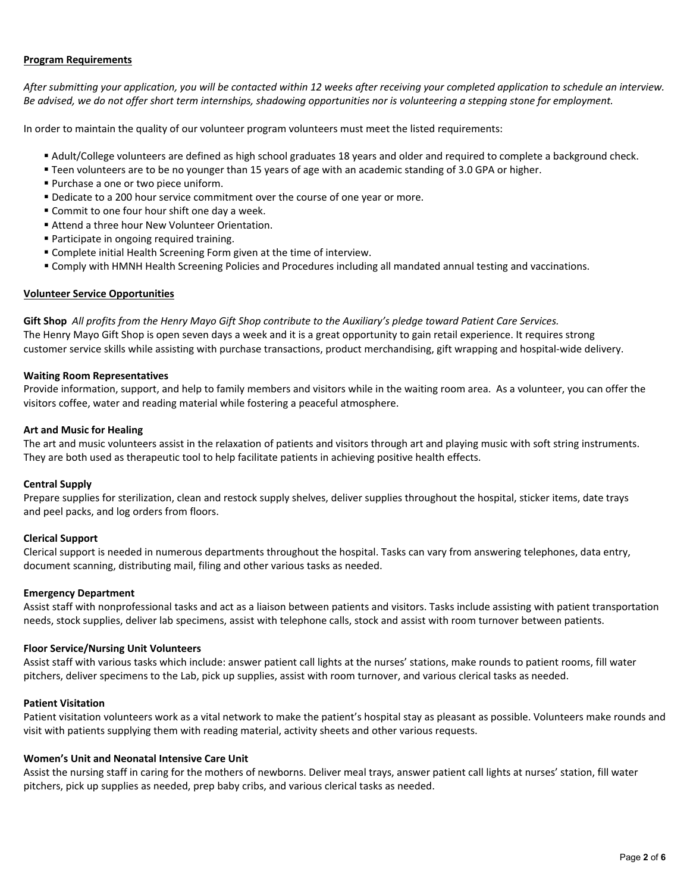## Program Requirements

*After submitting your application, you will be contacted within 12 weeks after receiving your completed application to schedule an interview. Be advised, we do not offer short term internships, shadowing opportunities nor is volunteering a stepping stone for employment.*

In order to maintain the quality of our volunteer program volunteers must meet the listed requirements:

- Adult/College volunteers are defined as high school graduates 18 years and older and required to complete a background check.
- Teen volunteers are to be no younger than 15 years of age with an academic standing of 3.0 GPA or higher.
- Purchase a one or two piece uniform.
- Dedicate to a 200 hour service commitment over the course of one year or more.
- Commit to one four hour shift one day a week.
- Attend a three hour New Volunteer Orientation.
- Participate in ongoing required training.
- Complete initial Health Screening Form given at the time of interview.
- Comply with HMNH Health Screening Policies and Procedures including all mandated annual testing and vaccinations.

## Volunteer Service Opportunities

**Gift Shop** *All profits from the Henry Mayo Gift Shop contribute to the Auxiliary's pledge toward Patient Care Services.*
The Henry Mayo Gift Shop is open seven days a week and it is a great opportunity to gain retail experience. It requires strong customer service skills while assisting with purchase transactions, product merchandising, gift wrapping and hospital-wide delivery.

**Waiting Room Representatives**
Provide information, support, and help to family members and visitors while in the waiting room area. As a volunteer, you can offer the visitors coffee, water and reading material while fostering a peaceful atmosphere.

**Art and Music for Healing**
The art and music volunteers assist in the relaxation of patients and visitors through art and playing music with soft string instruments. They are both used as therapeutic tool to help facilitate patients in achieving positive health effects.

**Central Supply**
Prepare supplies for sterilization, clean and restock supply shelves, deliver supplies throughout the hospital, sticker items, date trays and peel packs, and log orders from floors.

**Clerical Support**
Clerical support is needed in numerous departments throughout the hospital. Tasks can vary from answering telephones, data entry, document scanning, distributing mail, filing and other various tasks as needed.

**Emergency Department**
Assist staff with nonprofessional tasks and act as a liaison between patients and visitors. Tasks include assisting with patient transportation needs, stock supplies, deliver lab specimens, assist with telephone calls, stock and assist with room turnover between patients.

**Floor Service/Nursing Unit Volunteers**
Assist staff with various tasks which include: answer patient call lights at the nurses' stations, make rounds to patient rooms, fill water pitchers, deliver specimens to the Lab, pick up supplies, assist with room turnover, and various clerical tasks as needed.

**Patient Visitation**
Patient visitation volunteers work as a vital network to make the patient's hospital stay as pleasant as possible. Volunteers make rounds and visit with patients supplying them with reading material, activity sheets and other various requests.

**Women's Unit and Neonatal Intensive Care Unit**
Assist the nursing staff in caring for the mothers of newborns. Deliver meal trays, answer patient call lights at nurses' station, fill water pitchers, pick up supplies as needed, prep baby cribs, and various clerical tasks as needed.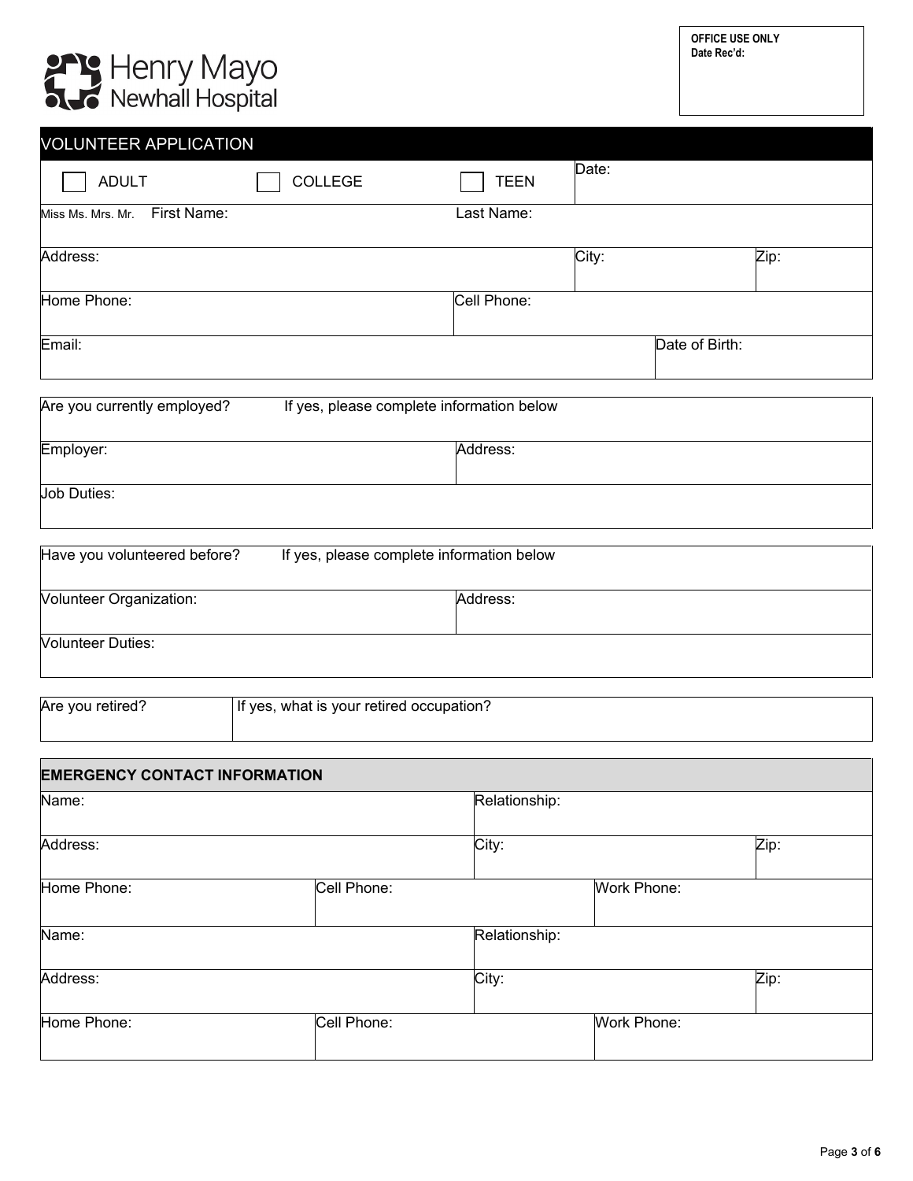Henry Mayo Newhall Hospital

| OFFICE USE ONLY |
| --- |
| Date Rec'd: |

## VOLUNTEER APPLICATION

| ☐ ADULT | ☐ COLLEGE | ☐ TEEN | Date: |
| --- | --- | --- | --- |

| Miss Ms. Mrs. Mr. First Name: | Last Name: | |
| --- | --- | --- |
| Address: | City: | Zip: |
| Home Phone: | Cell Phone: | |
| Email: | Date of Birth: | |

| Are you currently employed? If yes, please complete information below | |
| --- | --- |
| Employer: | Address: |
| Job Duties: | |

| Have you volunteered before? If yes, please complete information below | |
| --- | --- |
| Volunteer Organization: | Address: |
| Volunteer Duties: | |

| Are you retired? | If yes, what is your retired occupation? |
| --- | --- |

| **EMERGENCY CONTACT INFORMATION** | | | |
| --- | --- | --- | --- |
| Name: | | Relationship: | |
| Address: | | City: | Zip: |
| Home Phone: | Cell Phone: | Work Phone: | |
| Name: | | Relationship: | |
| Address: | | City: | Zip: |
| Home Phone: | Cell Phone: | Work Phone: | |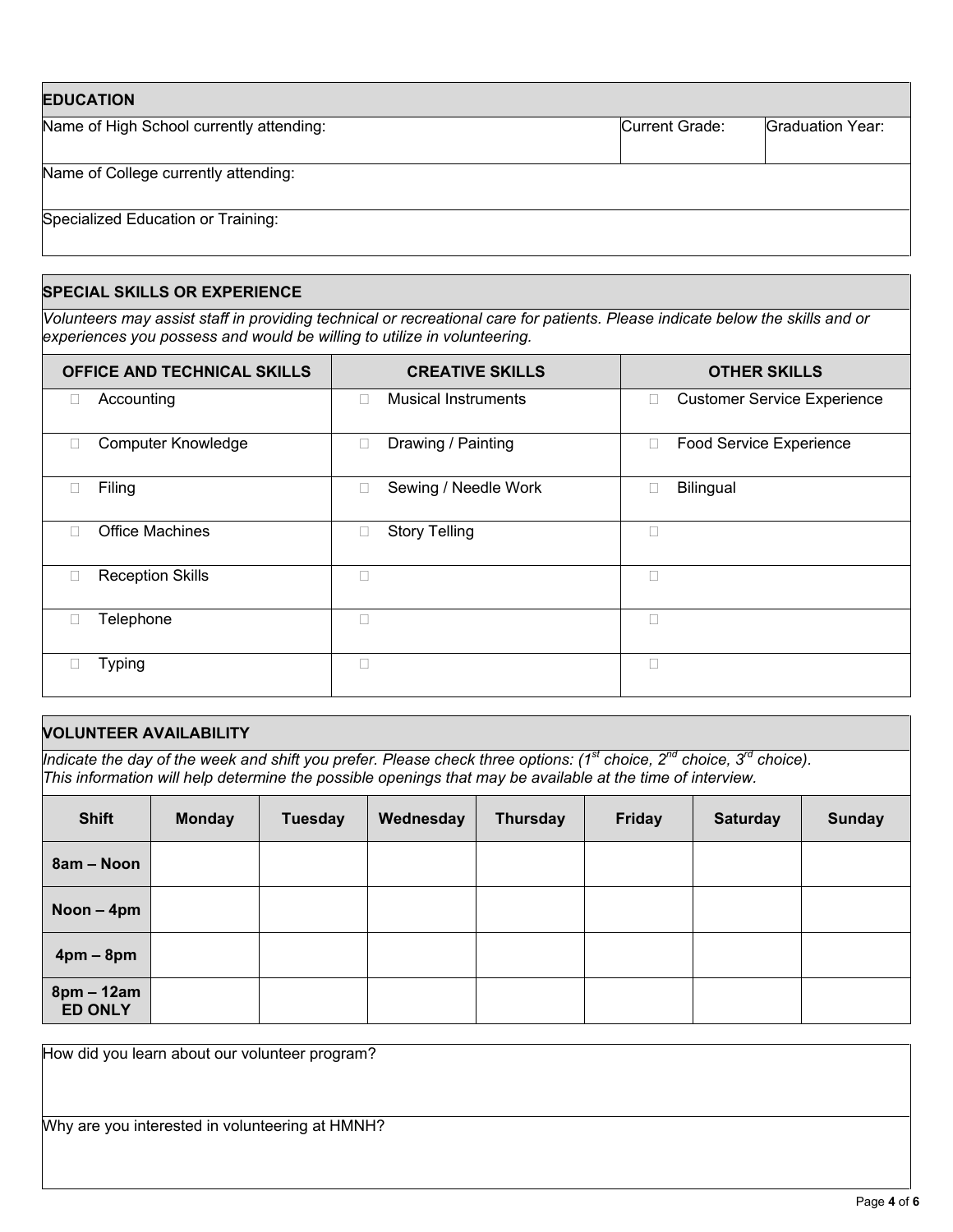## EDUCATION

| Name of High School currently attending: | Current Grade: | Graduation Year: |
|---|---|---|
| Name of College currently attending: | | |
| Specialized Education or Training: | | |

## SPECIAL SKILLS OR EXPERIENCE

*Volunteers may assist staff in providing technical or recreational care for patients. Please indicate below the skills and or experiences you possess and would be willing to utilize in volunteering.*

| OFFICE AND TECHNICAL SKILLS | CREATIVE SKILLS | OTHER SKILLS |
|---|---|---|
| ☐ Accounting | ☐ Musical Instruments | ☐ Customer Service Experience |
| ☐ Computer Knowledge | ☐ Drawing / Painting | ☐ Food Service Experience |
| ☐ Filing | ☐ Sewing / Needle Work | ☐ Bilingual |
| ☐ Office Machines | ☐ Story Telling | ☐ |
| ☐ Reception Skills | ☐ | ☐ |
| ☐ Telephone | ☐ | ☐ |
| ☐ Typing | ☐ | ☐ |

## VOLUNTEER AVAILABILITY

*Indicate the day of the week and shift you prefer. Please check three options: (1st choice, 2nd choice, 3rd choice). This information will help determine the possible openings that may be available at the time of interview.*

| Shift | Monday | Tuesday | Wednesday | Thursday | Friday | Saturday | Sunday |
|---|---|---|---|---|---|---|---|
| 8am – Noon | | | | | | | |
| Noon – 4pm | | | | | | | |
| 4pm – 8pm | | | | | | | |
| 8pm – 12am ED ONLY | | | | | | | |

How did you learn about our volunteer program?

Why are you interested in volunteering at HMNH?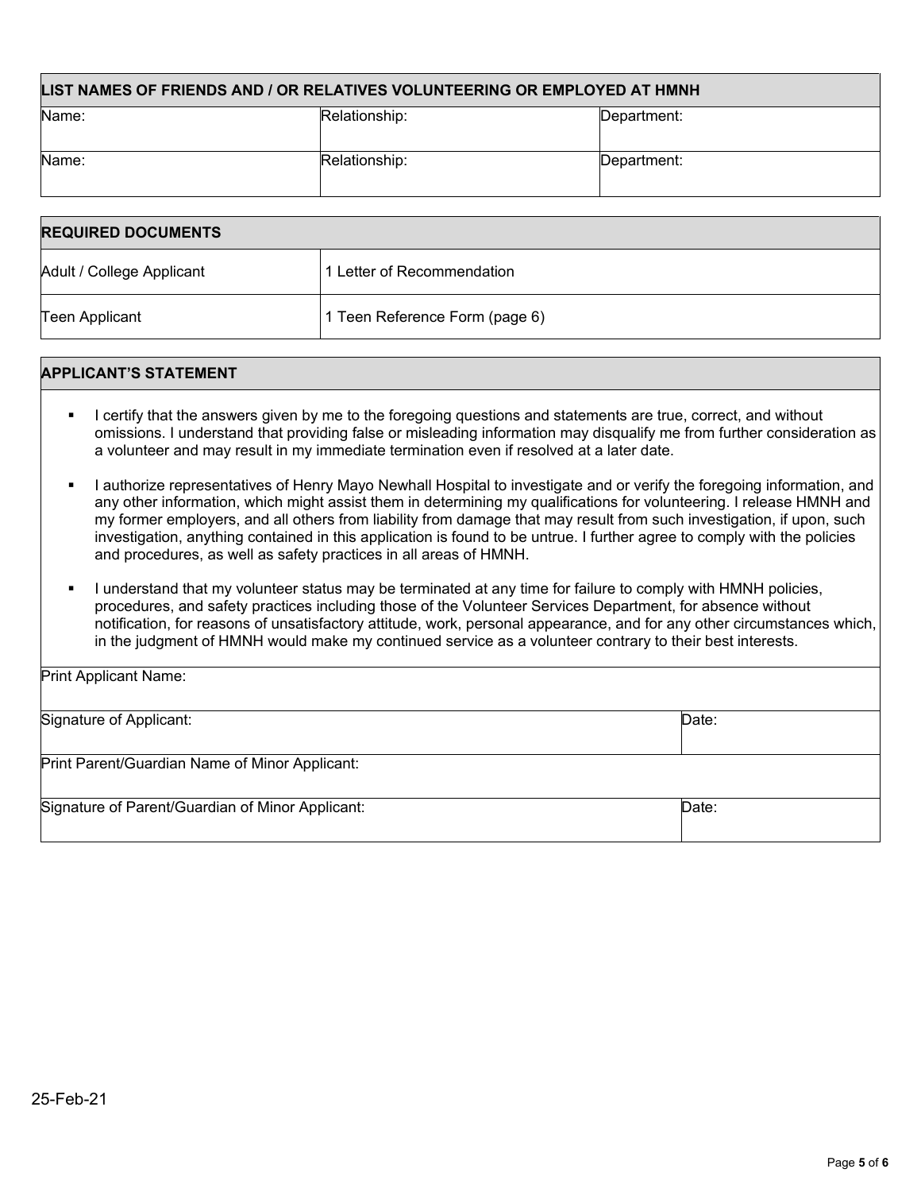| LIST NAMES OF FRIENDS AND / OR RELATIVES VOLUNTEERING OR EMPLOYED AT HMNH | | |
|---|---|---|
| Name: | Relationship: | Department: |
| Name: | Relationship: | Department: |

| REQUIRED DOCUMENTS | |
|---|---|
| Adult / College Applicant | 1 Letter of Recommendation |
| Teen Applicant | 1 Teen Reference Form (page 6) |

## APPLICANT'S STATEMENT

- I certify that the answers given by me to the foregoing questions and statements are true, correct, and without omissions. I understand that providing false or misleading information may disqualify me from further consideration as a volunteer and may result in my immediate termination even if resolved at a later date.
- I authorize representatives of Henry Mayo Newhall Hospital to investigate and or verify the foregoing information, and any other information, which might assist them in determining my qualifications for volunteering. I release HMNH and my former employers, and all others from liability from damage that may result from such investigation, if upon, such investigation, anything contained in this application is found to be untrue. I further agree to comply with the policies and procedures, as well as safety practices in all areas of HMNH.
- I understand that my volunteer status may be terminated at any time for failure to comply with HMNH policies, procedures, and safety practices including those of the Volunteer Services Department, for absence without notification, for reasons of unsatisfactory attitude, work, personal appearance, and for any other circumstances which, in the judgment of HMNH would make my continued service as a volunteer contrary to their best interests.

| Print Applicant Name: | |
|---|---|
| Signature of Applicant: | Date: |
| Print Parent/Guardian Name of Minor Applicant: | |
| Signature of Parent/Guardian of Minor Applicant: | Date: |

25-Feb-21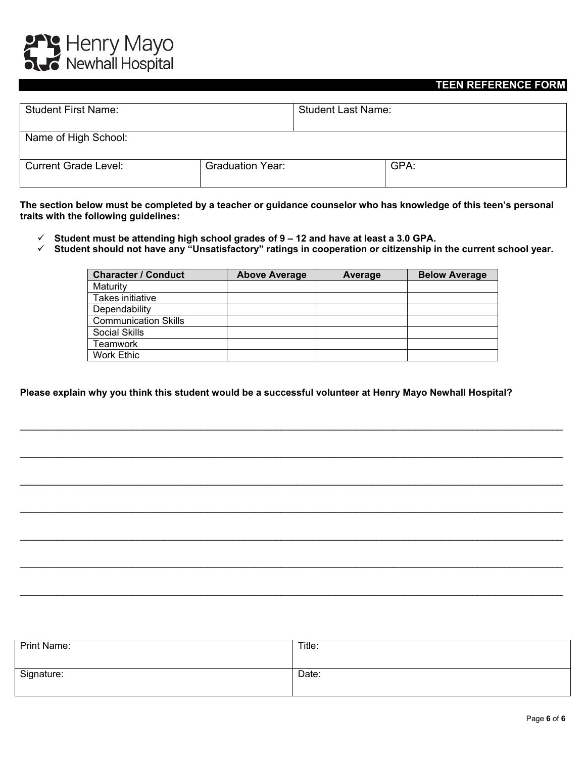Henry Mayo Newhall Hospital

## TEEN REFERENCE FORM

| Student First Name: | Student Last Name: | |
|---|---|---|
| Name of High School: | | |
| Current Grade Level: | Graduation Year: | GPA: |

**The section below must be completed by a teacher or guidance counselor who has knowledge of this teen's personal traits with the following guidelines:**

- ✓ **Student must be attending high school grades of 9 – 12 and have at least a 3.0 GPA.**
- ✓ **Student should not have any "Unsatisfactory" ratings in cooperation or citizenship in the current school year.**

| Character / Conduct | Above Average | Average | Below Average |
|---|---|---|---|
| Maturity | | | |
| Takes initiative | | | |
| Dependability | | | |
| Communication Skills | | | |
| Social Skills | | | |
| Teamwork | | | |
| Work Ethic | | | |

**Please explain why you think this student would be a successful volunteer at Henry Mayo Newhall Hospital?**

_______________________________________________________________________________

_______________________________________________________________________________

_______________________________________________________________________________

_______________________________________________________________________________

_______________________________________________________________________________

_______________________________________________________________________________

_______________________________________________________________________________

| Print Name: | Title: |
|---|---|
| Signature: | Date: |